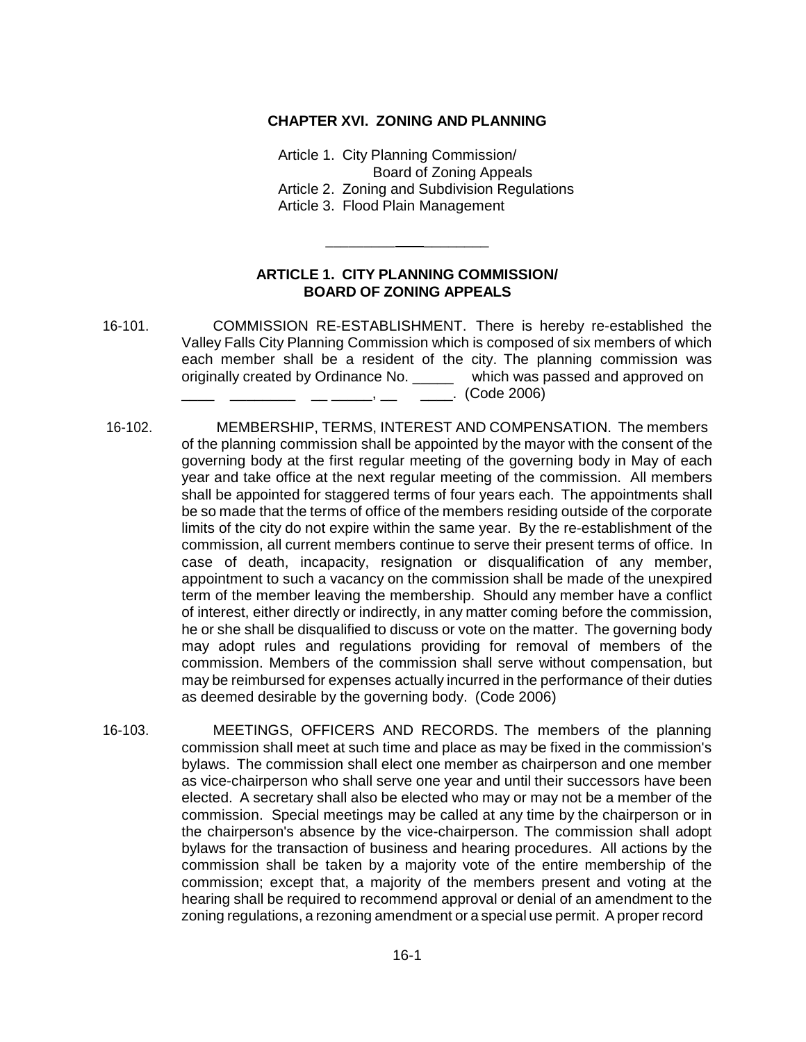# CHAPTER XVI. ZONING AND PLANNING

Article 1. City Planning Commission/
Board of Zoning Appeals
Article 2. Zoning and Subdivision Regulations
Article 3. Flood Plain Management

---

## ARTICLE 1. CITY PLANNING COMMISSION/ BOARD OF ZONING APPEALS

16-101. COMMISSION RE-ESTABLISHMENT. There is hereby re-established the Valley Falls City Planning Commission which is composed of six members of which each member shall be a resident of the city. The planning commission was originally created by Ordinance No. _____ which was passed and approved on ____ ________ __ _____, __ ____. (Code 2006)

16-102. MEMBERSHIP, TERMS, INTEREST AND COMPENSATION. The members of the planning commission shall be appointed by the mayor with the consent of the governing body at the first regular meeting of the governing body in May of each year and take office at the next regular meeting of the commission. All members shall be appointed for staggered terms of four years each. The appointments shall be so made that the terms of office of the members residing outside of the corporate limits of the city do not expire within the same year. By the re-establishment of the commission, all current members continue to serve their present terms of office. In case of death, incapacity, resignation or disqualification of any member, appointment to such a vacancy on the commission shall be made of the unexpired term of the member leaving the membership. Should any member have a conflict of interest, either directly or indirectly, in any matter coming before the commission, he or she shall be disqualified to discuss or vote on the matter. The governing body may adopt rules and regulations providing for removal of members of the commission. Members of the commission shall serve without compensation, but may be reimbursed for expenses actually incurred in the performance of their duties as deemed desirable by the governing body. (Code 2006)

16-103. MEETINGS, OFFICERS AND RECORDS. The members of the planning commission shall meet at such time and place as may be fixed in the commission's bylaws. The commission shall elect one member as chairperson and one member as vice-chairperson who shall serve one year and until their successors have been elected. A secretary shall also be elected who may or may not be a member of the commission. Special meetings may be called at any time by the chairperson or in the chairperson's absence by the vice-chairperson. The commission shall adopt bylaws for the transaction of business and hearing procedures. All actions by the commission shall be taken by a majority vote of the entire membership of the commission; except that, a majority of the members present and voting at the hearing shall be required to recommend approval or denial of an amendment to the zoning regulations, a rezoning amendment or a special use permit. A proper record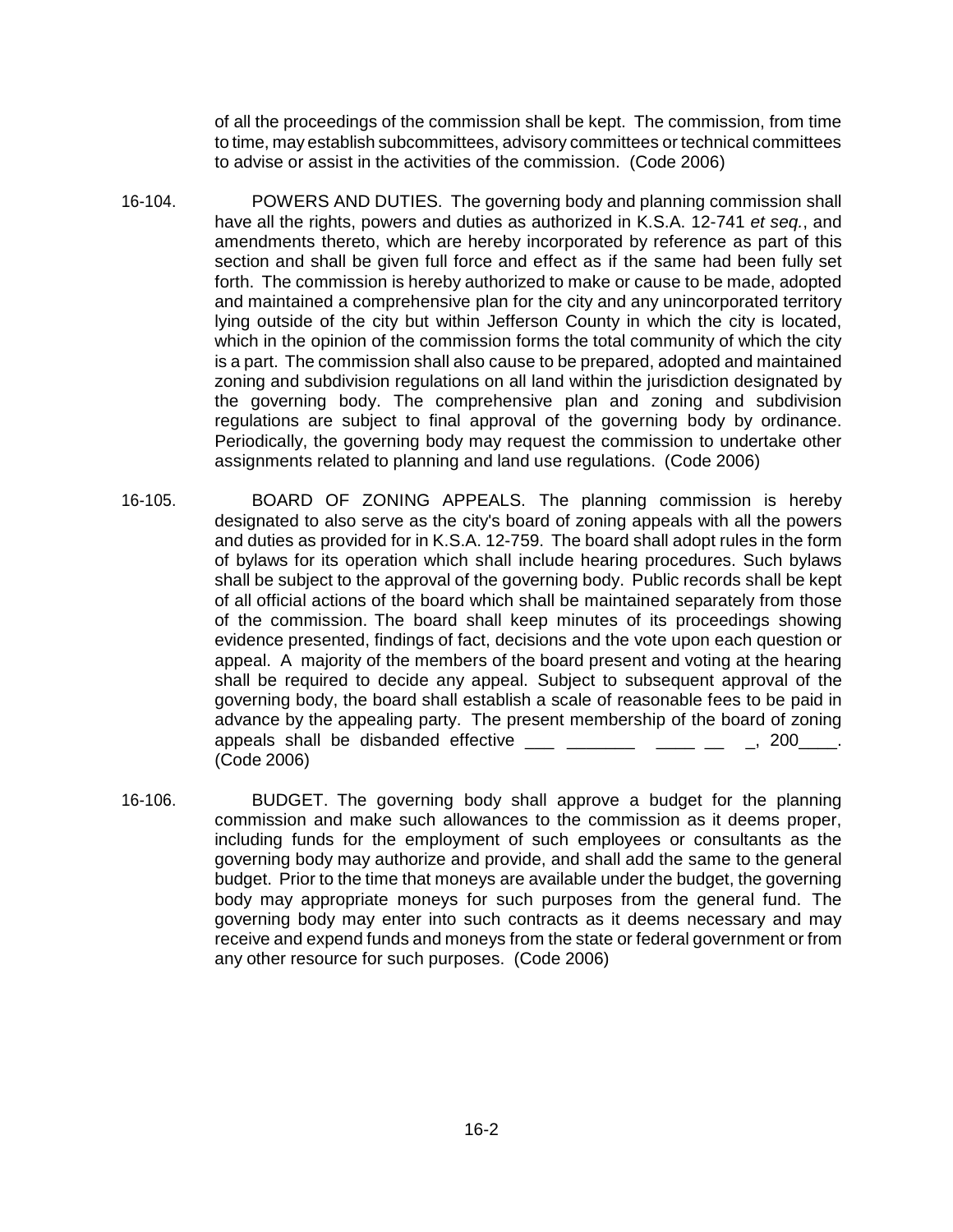of all the proceedings of the commission shall be kept. The commission, from time to time, may establish subcommittees, advisory committees or technical committees to advise or assist in the activities of the commission. (Code 2006)

16-104. POWERS AND DUTIES. The governing body and planning commission shall have all the rights, powers and duties as authorized in K.S.A. 12-741 *et seq.*, and amendments thereto, which are hereby incorporated by reference as part of this section and shall be given full force and effect as if the same had been fully set forth. The commission is hereby authorized to make or cause to be made, adopted and maintained a comprehensive plan for the city and any unincorporated territory lying outside of the city but within Jefferson County in which the city is located, which in the opinion of the commission forms the total community of which the city is a part. The commission shall also cause to be prepared, adopted and maintained zoning and subdivision regulations on all land within the jurisdiction designated by the governing body. The comprehensive plan and zoning and subdivision regulations are subject to final approval of the governing body by ordinance. Periodically, the governing body may request the commission to undertake other assignments related to planning and land use regulations. (Code 2006)

16-105. BOARD OF ZONING APPEALS. The planning commission is hereby designated to also serve as the city's board of zoning appeals with all the powers and duties as provided for in K.S.A. 12-759. The board shall adopt rules in the form of bylaws for its operation which shall include hearing procedures. Such bylaws shall be subject to the approval of the governing body. Public records shall be kept of all official actions of the board which shall be maintained separately from those of the commission. The board shall keep minutes of its proceedings showing evidence presented, findings of fact, decisions and the vote upon each question or appeal. A majority of the members of the board present and voting at the hearing shall be required to decide any appeal. Subject to subsequent approval of the governing body, the board shall establish a scale of reasonable fees to be paid in advance by the appealing party. The present membership of the board of zoning appeals shall be disbanded effective ___ _______ ____ __ _, 200____. (Code 2006)

16-106. BUDGET. The governing body shall approve a budget for the planning commission and make such allowances to the commission as it deems proper, including funds for the employment of such employees or consultants as the governing body may authorize and provide, and shall add the same to the general budget. Prior to the time that moneys are available under the budget, the governing body may appropriate moneys for such purposes from the general fund. The governing body may enter into such contracts as it deems necessary and may receive and expend funds and moneys from the state or federal government or from any other resource for such purposes. (Code 2006)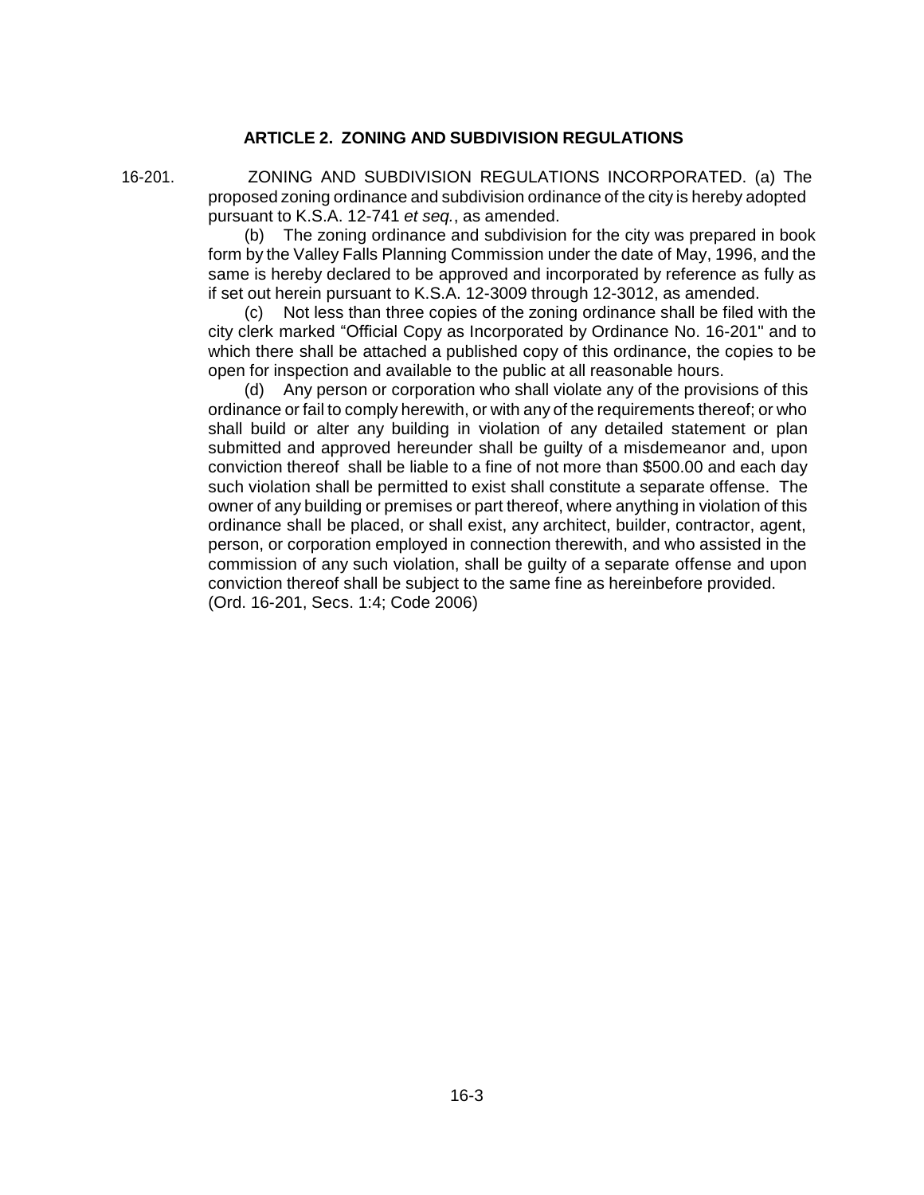## ARTICLE 2. ZONING AND SUBDIVISION REGULATIONS

16-201. ZONING AND SUBDIVISION REGULATIONS INCORPORATED. (a) The proposed zoning ordinance and subdivision ordinance of the city is hereby adopted pursuant to K.S.A. 12-741 *et seq.*, as amended.

(b) The zoning ordinance and subdivision for the city was prepared in book form by the Valley Falls Planning Commission under the date of May, 1996, and the same is hereby declared to be approved and incorporated by reference as fully as if set out herein pursuant to K.S.A. 12-3009 through 12-3012, as amended.

(c) Not less than three copies of the zoning ordinance shall be filed with the city clerk marked "Official Copy as Incorporated by Ordinance No. 16-201" and to which there shall be attached a published copy of this ordinance, the copies to be open for inspection and available to the public at all reasonable hours.

(d) Any person or corporation who shall violate any of the provisions of this ordinance or fail to comply herewith, or with any of the requirements thereof; or who shall build or alter any building in violation of any detailed statement or plan submitted and approved hereunder shall be guilty of a misdemeanor and, upon conviction thereof shall be liable to a fine of not more than $500.00 and each day such violation shall be permitted to exist shall constitute a separate offense. The owner of any building or premises or part thereof, where anything in violation of this ordinance shall be placed, or shall exist, any architect, builder, contractor, agent, person, or corporation employed in connection therewith, and who assisted in the commission of any such violation, shall be guilty of a separate offense and upon conviction thereof shall be subject to the same fine as hereinbefore provided.
(Ord. 16-201, Secs. 1:4; Code 2006)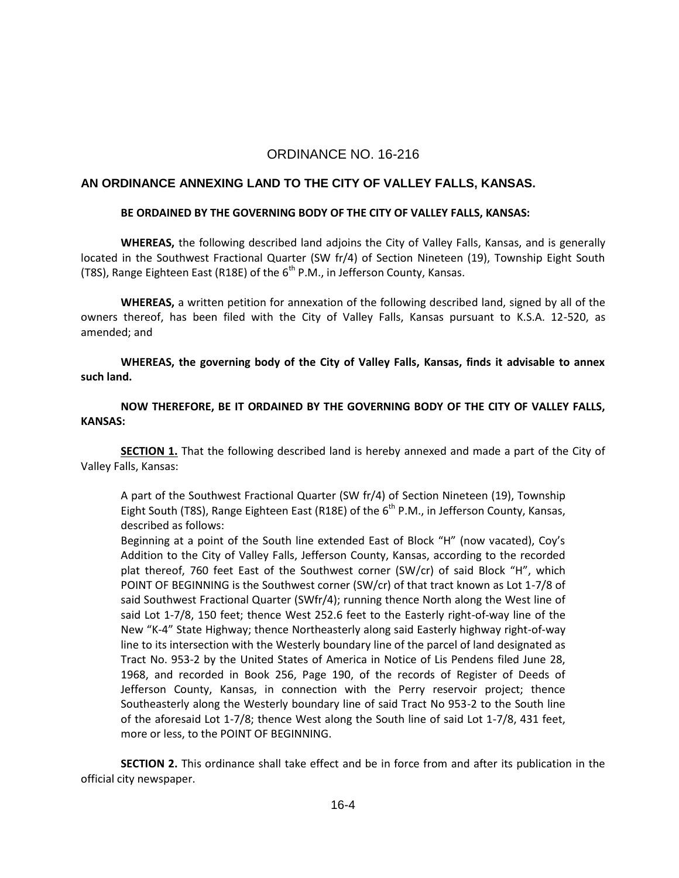# ORDINANCE NO. 16-216

## AN ORDINANCE ANNEXING LAND TO THE CITY OF VALLEY FALLS, KANSAS.

**BE ORDAINED BY THE GOVERNING BODY OF THE CITY OF VALLEY FALLS, KANSAS:**

**WHEREAS,** the following described land adjoins the City of Valley Falls, Kansas, and is generally located in the Southwest Fractional Quarter (SW fr/4) of Section Nineteen (19), Township Eight South (T8S), Range Eighteen East (R18E) of the 6th P.M., in Jefferson County, Kansas.

**WHEREAS,** a written petition for annexation of the following described land, signed by all of the owners thereof, has been filed with the City of Valley Falls, Kansas pursuant to K.S.A. 12-520, as amended; and

**WHEREAS, the governing body of the City of Valley Falls, Kansas, finds it advisable to annex such land.**

**NOW THEREFORE, BE IT ORDAINED BY THE GOVERNING BODY OF THE CITY OF VALLEY FALLS, KANSAS:**

**SECTION 1.** That the following described land is hereby annexed and made a part of the City of Valley Falls, Kansas:

> A part of the Southwest Fractional Quarter (SW fr/4) of Section Nineteen (19), Township Eight South (T8S), Range Eighteen East (R18E) of the 6th P.M., in Jefferson County, Kansas, described as follows:
> Beginning at a point of the South line extended East of Block "H" (now vacated), Coy's Addition to the City of Valley Falls, Jefferson County, Kansas, according to the recorded plat thereof, 760 feet East of the Southwest corner (SW/cr) of said Block "H", which POINT OF BEGINNING is the Southwest corner (SW/cr) of that tract known as Lot 1-7/8 of said Southwest Fractional Quarter (SWfr/4); running thence North along the West line of said Lot 1-7/8, 150 feet; thence West 252.6 feet to the Easterly right-of-way line of the New "K-4" State Highway; thence Northeasterly along said Easterly highway right-of-way line to its intersection with the Westerly boundary line of the parcel of land designated as Tract No. 953-2 by the United States of America in Notice of Lis Pendens filed June 28, 1968, and recorded in Book 256, Page 190, of the records of Register of Deeds of Jefferson County, Kansas, in connection with the Perry reservoir project; thence Southeasterly along the Westerly boundary line of said Tract No 953-2 to the South line of the aforesaid Lot 1-7/8; thence West along the South line of said Lot 1-7/8, 431 feet, more or less, to the POINT OF BEGINNING.

**SECTION 2.** This ordinance shall take effect and be in force from and after its publication in the official city newspaper.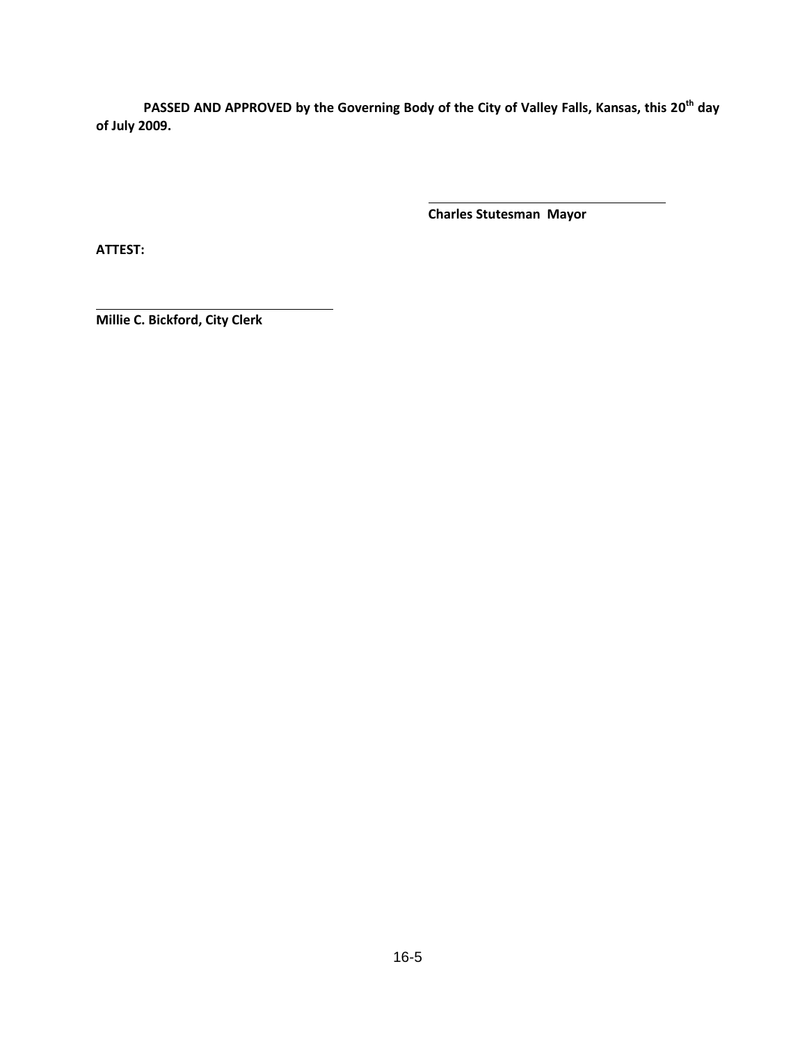**PASSED AND APPROVED by the Governing Body of the City of Valley Falls, Kansas, this 20th day of July 2009.**

\_\_\_\_\_\_\_\_\_\_\_\_\_\_\_\_\_\_\_\_\_\_\_\_\_\_\_\_\_\_\_\_\_\_\_

**Charles Stutesman Mayor**

**ATTEST:**

\_\_\_\_\_\_\_\_\_\_\_\_\_\_\_\_\_\_\_\_\_\_\_\_\_\_\_\_\_\_\_\_\_\_\_

**Millie C. Bickford, City Clerk**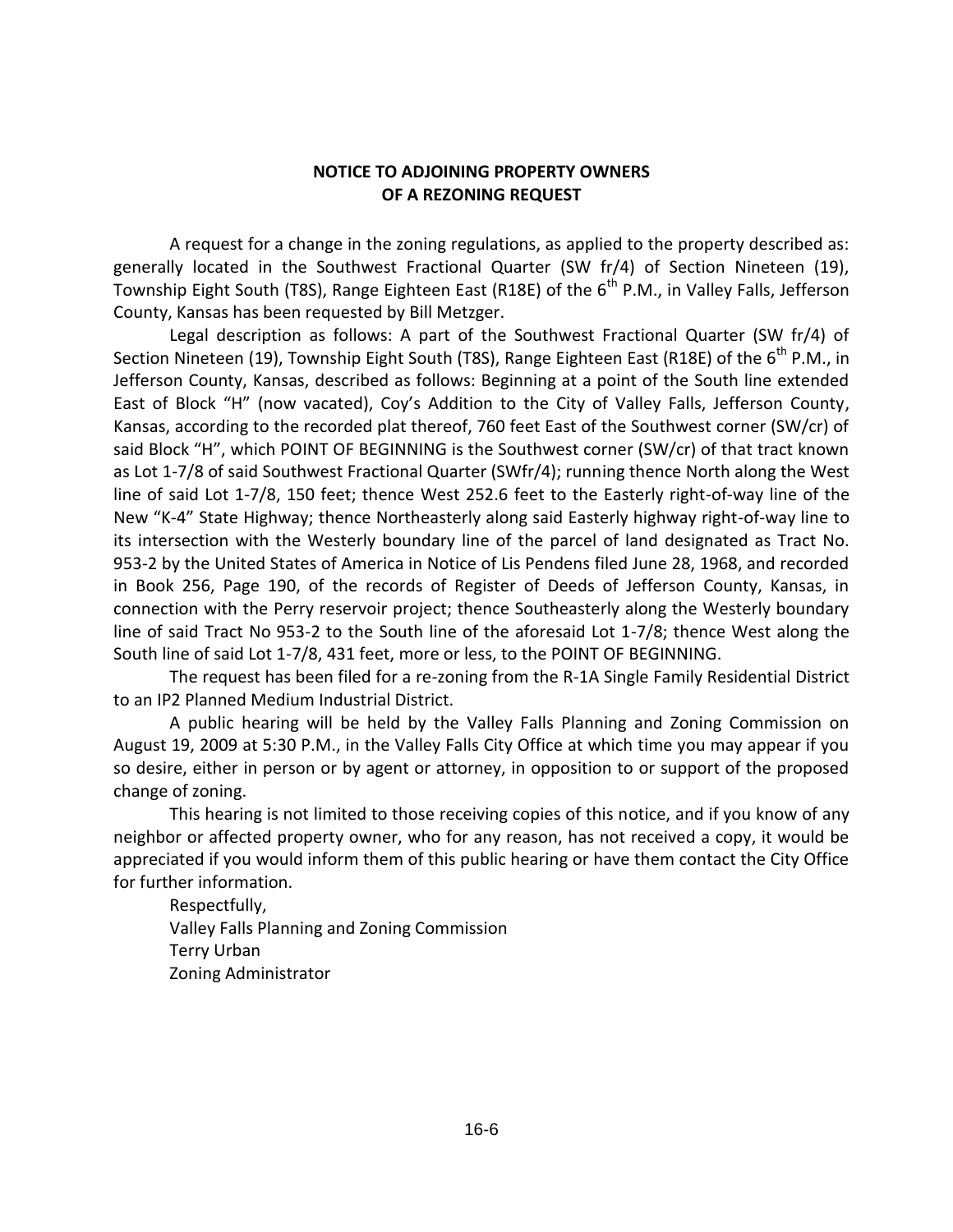**NOTICE TO ADJOINING PROPERTY OWNERS**
**OF A REZONING REQUEST**

A request for a change in the zoning regulations, as applied to the property described as: generally located in the Southwest Fractional Quarter (SW fr/4) of Section Nineteen (19), Township Eight South (T8S), Range Eighteen East (R18E) of the 6th P.M., in Valley Falls, Jefferson County, Kansas has been requested by Bill Metzger.

Legal description as follows: A part of the Southwest Fractional Quarter (SW fr/4) of Section Nineteen (19), Township Eight South (T8S), Range Eighteen East (R18E) of the 6th P.M., in Jefferson County, Kansas, described as follows: Beginning at a point of the South line extended East of Block "H" (now vacated), Coy's Addition to the City of Valley Falls, Jefferson County, Kansas, according to the recorded plat thereof, 760 feet East of the Southwest corner (SW/cr) of said Block "H", which POINT OF BEGINNING is the Southwest corner (SW/cr) of that tract known as Lot 1-7/8 of said Southwest Fractional Quarter (SWfr/4); running thence North along the West line of said Lot 1-7/8, 150 feet; thence West 252.6 feet to the Easterly right-of-way line of the New "K-4" State Highway; thence Northeasterly along said Easterly highway right-of-way line to its intersection with the Westerly boundary line of the parcel of land designated as Tract No. 953-2 by the United States of America in Notice of Lis Pendens filed June 28, 1968, and recorded in Book 256, Page 190, of the records of Register of Deeds of Jefferson County, Kansas, in connection with the Perry reservoir project; thence Southeasterly along the Westerly boundary line of said Tract No 953-2 to the South line of the aforesaid Lot 1-7/8; thence West along the South line of said Lot 1-7/8, 431 feet, more or less, to the POINT OF BEGINNING.

The request has been filed for a re-zoning from the R-1A Single Family Residential District to an IP2 Planned Medium Industrial District.

A public hearing will be held by the Valley Falls Planning and Zoning Commission on August 19, 2009 at 5:30 P.M., in the Valley Falls City Office at which time you may appear if you so desire, either in person or by agent or attorney, in opposition to or support of the proposed change of zoning.

This hearing is not limited to those receiving copies of this notice, and if you know of any neighbor or affected property owner, who for any reason, has not received a copy, it would be appreciated if you would inform them of this public hearing or have them contact the City Office for further information.

Respectfully,
Valley Falls Planning and Zoning Commission
Terry Urban
Zoning Administrator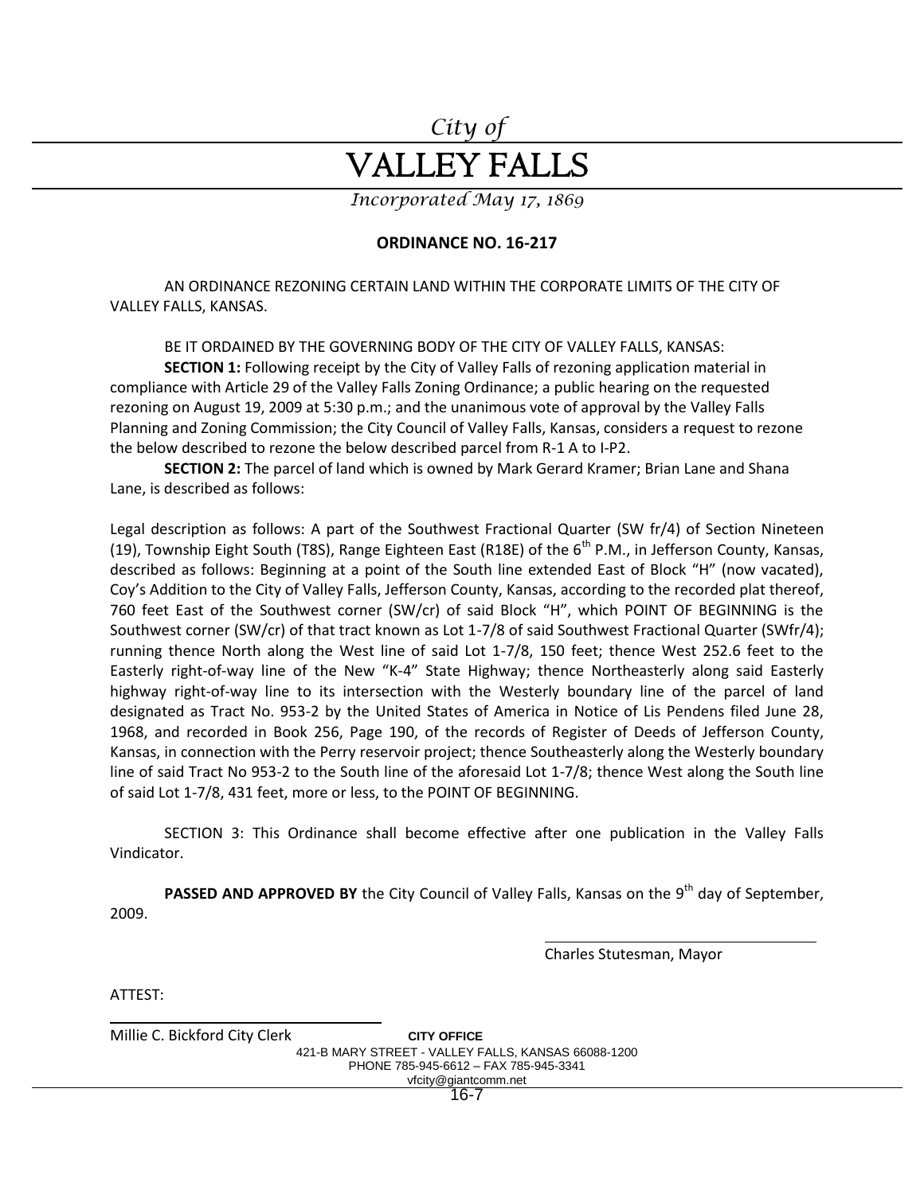*City of*

# VALLEY FALLS

*Incorporated May 17, 1869*

**ORDINANCE NO. 16-217**

AN ORDINANCE REZONING CERTAIN LAND WITHIN THE CORPORATE LIMITS OF THE CITY OF VALLEY FALLS, KANSAS.

BE IT ORDAINED BY THE GOVERNING BODY OF THE CITY OF VALLEY FALLS, KANSAS:

**SECTION 1:** Following receipt by the City of Valley Falls of rezoning application material in compliance with Article 29 of the Valley Falls Zoning Ordinance; a public hearing on the requested rezoning on August 19, 2009 at 5:30 p.m.; and the unanimous vote of approval by the Valley Falls Planning and Zoning Commission; the City Council of Valley Falls, Kansas, considers a request to rezone the below described to rezone the below described parcel from R-1 A to I-P2.

**SECTION 2:** The parcel of land which is owned by Mark Gerard Kramer; Brian Lane and Shana Lane, is described as follows:

Legal description as follows: A part of the Southwest Fractional Quarter (SW fr/4) of Section Nineteen (19), Township Eight South (T8S), Range Eighteen East (R18E) of the 6th P.M., in Jefferson County, Kansas, described as follows: Beginning at a point of the South line extended East of Block "H" (now vacated), Coy's Addition to the City of Valley Falls, Jefferson County, Kansas, according to the recorded plat thereof, 760 feet East of the Southwest corner (SW/cr) of said Block "H", which POINT OF BEGINNING is the Southwest corner (SW/cr) of that tract known as Lot 1-7/8 of said Southwest Fractional Quarter (SWfr/4); running thence North along the West line of said Lot 1-7/8, 150 feet; thence West 252.6 feet to the Easterly right-of-way line of the New "K-4" State Highway; thence Northeasterly along said Easterly highway right-of-way line to its intersection with the Westerly boundary line of the parcel of land designated as Tract No. 953-2 by the United States of America in Notice of Lis Pendens filed June 28, 1968, and recorded in Book 256, Page 190, of the records of Register of Deeds of Jefferson County, Kansas, in connection with the Perry reservoir project; thence Southeasterly along the Westerly boundary line of said Tract No 953-2 to the South line of the aforesaid Lot 1-7/8; thence West along the South line of said Lot 1-7/8, 431 feet, more or less, to the POINT OF BEGINNING.

SECTION 3: This Ordinance shall become effective after one publication in the Valley Falls Vindicator.

**PASSED AND APPROVED BY** the City Council of Valley Falls, Kansas on the 9th day of September, 2009.

Charles Stutesman, Mayor

ATTEST:

Millie C. Bickford City Clerk

**CITY OFFICE**
421-B MARY STREET - VALLEY FALLS, KANSAS 66088-1200
PHONE 785-945-6612 – FAX 785-945-3341
vfcity@giantcomm.net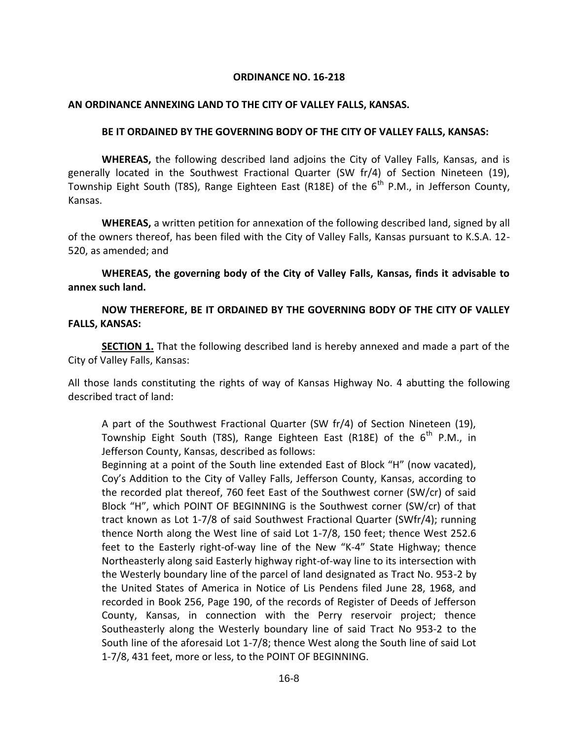**ORDINANCE NO. 16-218**

**AN ORDINANCE ANNEXING LAND TO THE CITY OF VALLEY FALLS, KANSAS.**

**BE IT ORDAINED BY THE GOVERNING BODY OF THE CITY OF VALLEY FALLS, KANSAS:**

**WHEREAS,** the following described land adjoins the City of Valley Falls, Kansas, and is generally located in the Southwest Fractional Quarter (SW fr/4) of Section Nineteen (19), Township Eight South (T8S), Range Eighteen East (R18E) of the 6th P.M., in Jefferson County, Kansas.

**WHEREAS,** a written petition for annexation of the following described land, signed by all of the owners thereof, has been filed with the City of Valley Falls, Kansas pursuant to K.S.A. 12-520, as amended; and

**WHEREAS, the governing body of the City of Valley Falls, Kansas, finds it advisable to annex such land.**

**NOW THEREFORE, BE IT ORDAINED BY THE GOVERNING BODY OF THE CITY OF VALLEY FALLS, KANSAS:**

**SECTION 1.** That the following described land is hereby annexed and made a part of the City of Valley Falls, Kansas:

All those lands constituting the rights of way of Kansas Highway No. 4 abutting the following described tract of land:

> A part of the Southwest Fractional Quarter (SW fr/4) of Section Nineteen (19), Township Eight South (T8S), Range Eighteen East (R18E) of the 6th P.M., in Jefferson County, Kansas, described as follows:
> Beginning at a point of the South line extended East of Block "H" (now vacated), Coy's Addition to the City of Valley Falls, Jefferson County, Kansas, according to the recorded plat thereof, 760 feet East of the Southwest corner (SW/cr) of said Block "H", which POINT OF BEGINNING is the Southwest corner (SW/cr) of that tract known as Lot 1-7/8 of said Southwest Fractional Quarter (SWfr/4); running thence North along the West line of said Lot 1-7/8, 150 feet; thence West 252.6 feet to the Easterly right-of-way line of the New "K-4" State Highway; thence Northeasterly along said Easterly highway right-of-way line to its intersection with the Westerly boundary line of the parcel of land designated as Tract No. 953-2 by the United States of America in Notice of Lis Pendens filed June 28, 1968, and recorded in Book 256, Page 190, of the records of Register of Deeds of Jefferson County, Kansas, in connection with the Perry reservoir project; thence Southeasterly along the Westerly boundary line of said Tract No 953-2 to the South line of the aforesaid Lot 1-7/8; thence West along the South line of said Lot 1-7/8, 431 feet, more or less, to the POINT OF BEGINNING.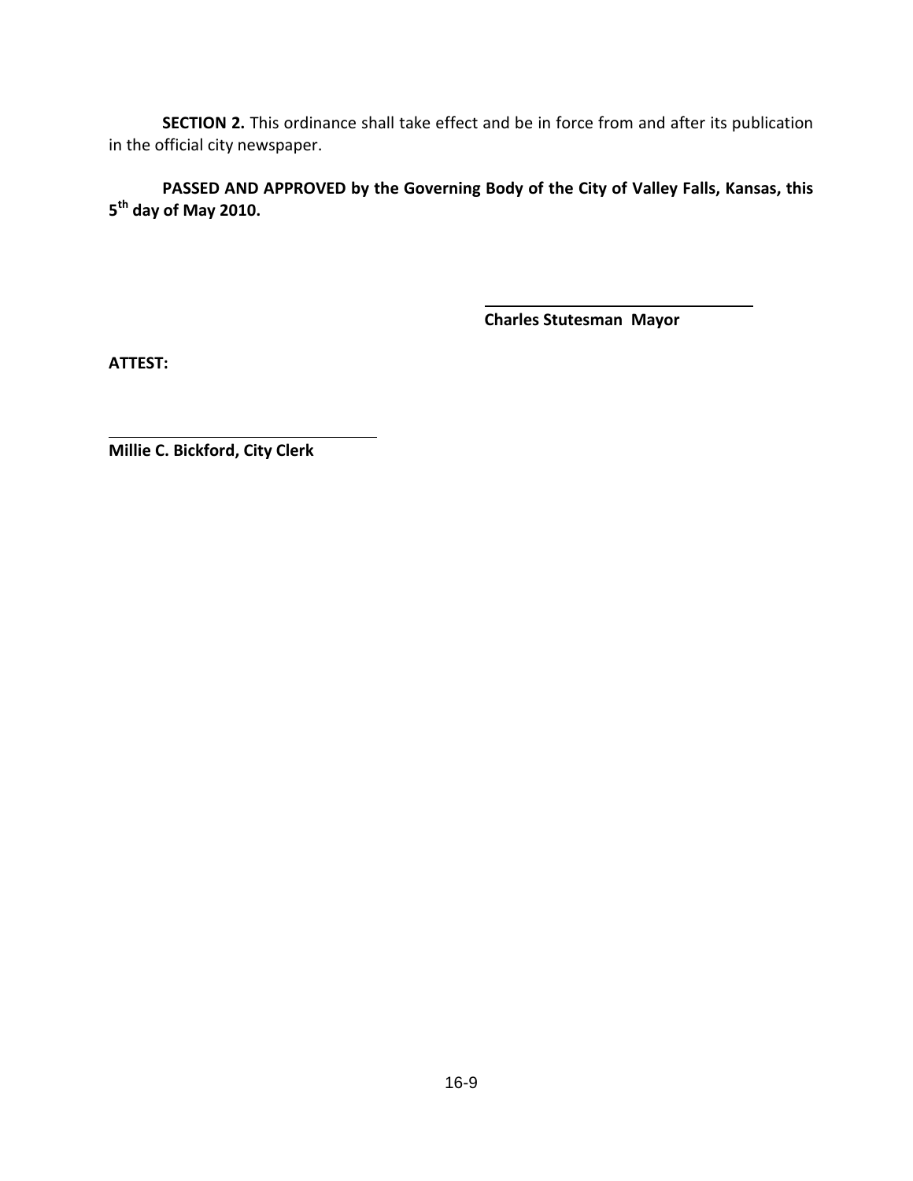**SECTION 2.** This ordinance shall take effect and be in force from and after its publication in the official city newspaper.

**PASSED AND APPROVED by the Governing Body of the City of Valley Falls, Kansas, this 5th day of May 2010.**

\_\_\_\_\_\_\_\_\_\_\_\_\_\_\_\_\_\_\_\_\_\_\_\_\_\_\_\_\_\_\_\_

**Charles Stutesman Mayor**

**ATTEST:**

\_\_\_\_\_\_\_\_\_\_\_\_\_\_\_\_\_\_\_\_\_\_\_\_\_\_\_\_\_\_\_\_

**Millie C. Bickford, City Clerk**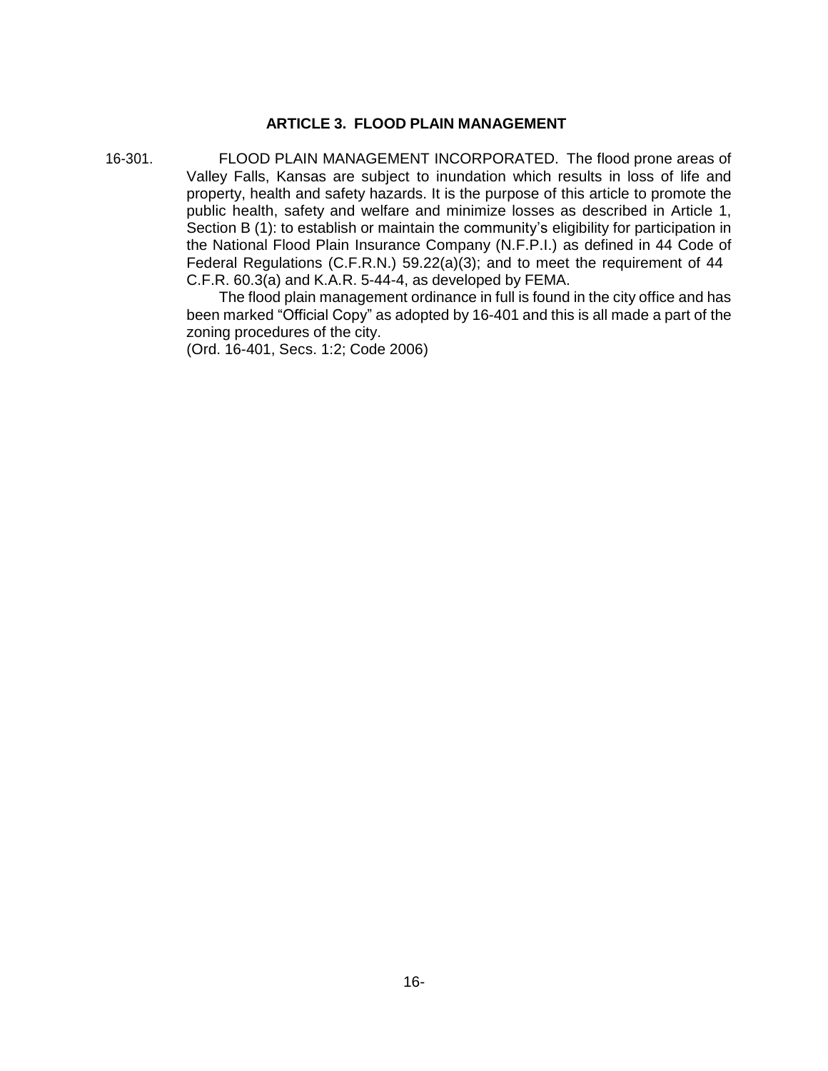## ARTICLE 3. FLOOD PLAIN MANAGEMENT

16-301. FLOOD PLAIN MANAGEMENT INCORPORATED. The flood prone areas of Valley Falls, Kansas are subject to inundation which results in loss of life and property, health and safety hazards. It is the purpose of this article to promote the public health, safety and welfare and minimize losses as described in Article 1, Section B (1): to establish or maintain the community's eligibility for participation in the National Flood Plain Insurance Company (N.F.P.I.) as defined in 44 Code of Federal Regulations (C.F.R.N.) 59.22(a)(3); and to meet the requirement of 44 C.F.R. 60.3(a) and K.A.R. 5-44-4, as developed by FEMA.

The flood plain management ordinance in full is found in the city office and has been marked "Official Copy" as adopted by 16-401 and this is all made a part of the zoning procedures of the city.

(Ord. 16-401, Secs. 1:2; Code 2006)